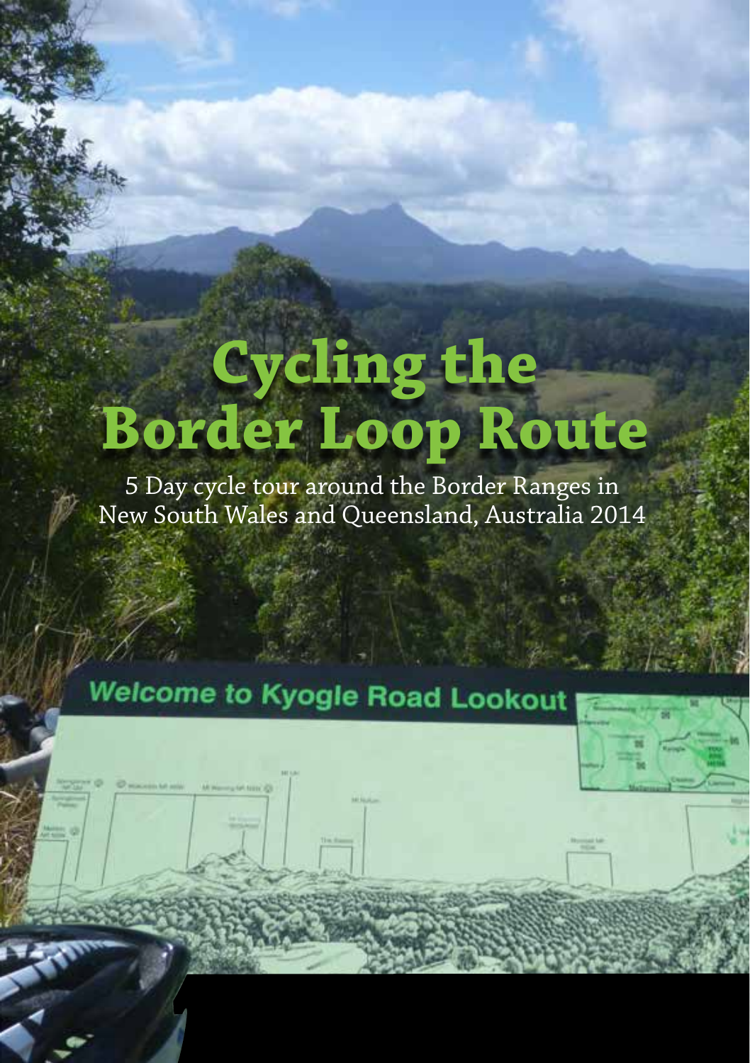# Cycling the Border Loop Route

5 Day cycle tour around the Border Ranges in New South Wales and Queensland, Australia 2014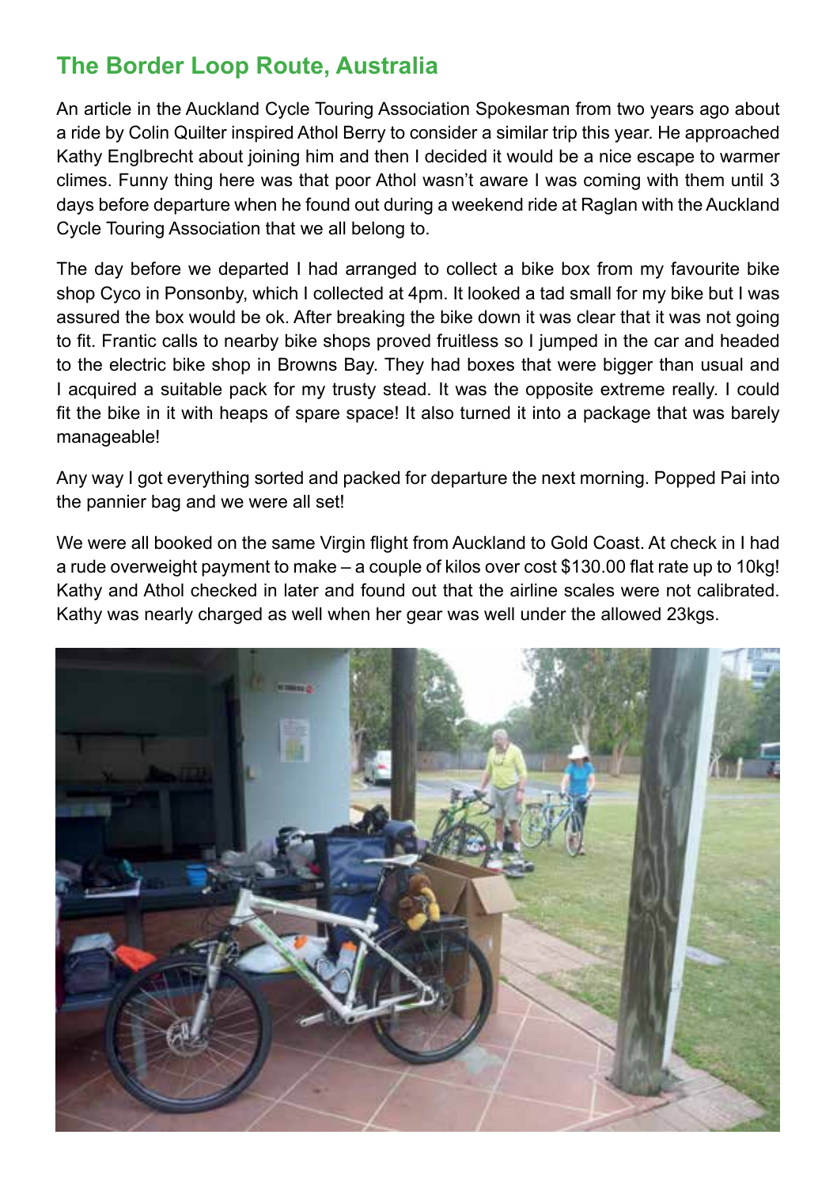## The Border Loop Route, Australia

An article in the Auckland Cycle Touring Association Spokesman from two years ago about a ride by Colin Quilter inspired Athol Berry to consider a similar trip this year. He approached Kathy Englbrecht about joining him and then I decided it would be a nice escape to warmer climes. Funny thing here was that poor Athol wasn't aware I was coming with them until 3 days before departure when he found out during a weekend ride at Raglan with the Auckland Cycle Touring Association that we all belong to.

The day before we departed I had arranged to collect a bike box from my favourite bike shop Cyco in Ponsonby, which I collected at 4pm. It looked a tad small for my bike but I was assured the box would be ok. After breaking the bike down it was clear that it was not going to fit. Frantic calls to nearby bike shops proved fruitless so I jumped in the car and headed to the electric bike shop in Browns Bay. They had boxes that were bigger than usual and I acquired a suitable pack for my trusty stead. It was the opposite extreme really. I could fit the bike in it with heaps of spare space! It also turned it into a package that was barely manageable!

Any way I got everything sorted and packed for departure the next morning. Popped Pai into the pannier bag and we were all set!

We were all booked on the same Virgin flight from Auckland to Gold Coast. At check in I had a rude overweight payment to make – a couple of kilos over cost $130.00 flat rate up to 10kg! Kathy and Athol checked in later and found out that the airline scales were not calibrated. Kathy was nearly charged as well when her gear was well under the allowed 23kgs.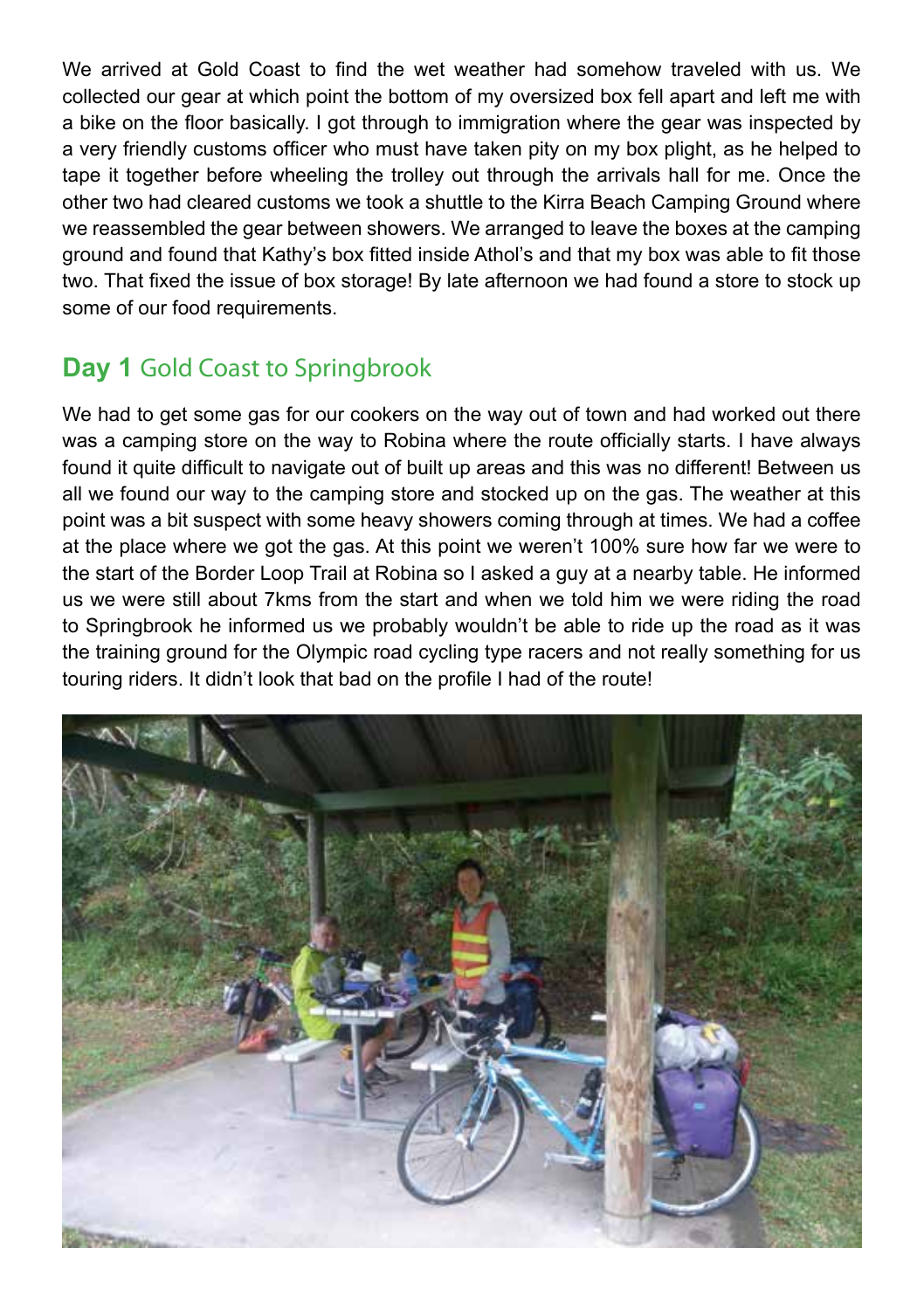We arrived at Gold Coast to find the wet weather had somehow traveled with us. We collected our gear at which point the bottom of my oversized box fell apart and left me with a bike on the floor basically. I got through to immigration where the gear was inspected by a very friendly customs officer who must have taken pity on my box plight, as he helped to tape it together before wheeling the trolley out through the arrivals hall for me. Once the other two had cleared customs we took a shuttle to the Kirra Beach Camping Ground where we reassembled the gear between showers. We arranged to leave the boxes at the camping ground and found that Kathy's box fitted inside Athol's and that my box was able to fit those two. That fixed the issue of box storage! By late afternoon we had found a store to stock up some of our food requirements.

## **Day 1** Gold Coast to Springbrook

We had to get some gas for our cookers on the way out of town and had worked out there was a camping store on the way to Robina where the route officially starts. I have always found it quite difficult to navigate out of built up areas and this was no different! Between us all we found our way to the camping store and stocked up on the gas. The weather at this point was a bit suspect with some heavy showers coming through at times. We had a coffee at the place where we got the gas. At this point we weren't 100% sure how far we were to the start of the Border Loop Trail at Robina so I asked a guy at a nearby table. He informed us we were still about 7kms from the start and when we told him we were riding the road to Springbrook he informed us we probably wouldn't be able to ride up the road as it was the training ground for the Olympic road cycling type racers and not really something for us touring riders. It didn't look that bad on the profile I had of the route!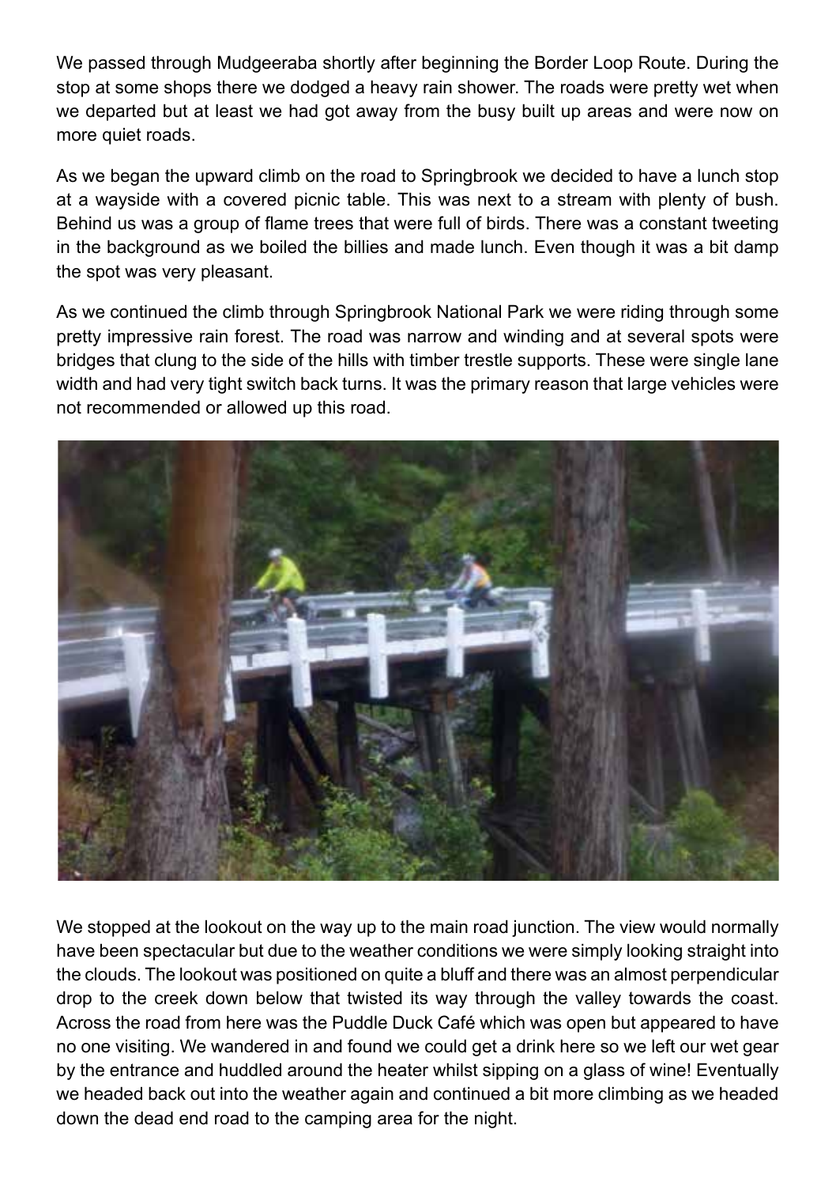We passed through Mudgeeraba shortly after beginning the Border Loop Route. During the stop at some shops there we dodged a heavy rain shower. The roads were pretty wet when we departed but at least we had got away from the busy built up areas and were now on more quiet roads.

As we began the upward climb on the road to Springbrook we decided to have a lunch stop at a wayside with a covered picnic table. This was next to a stream with plenty of bush. Behind us was a group of flame trees that were full of birds. There was a constant tweeting in the background as we boiled the billies and made lunch. Even though it was a bit damp the spot was very pleasant.

As we continued the climb through Springbrook National Park we were riding through some pretty impressive rain forest. The road was narrow and winding and at several spots were bridges that clung to the side of the hills with timber trestle supports. These were single lane width and had very tight switch back turns. It was the primary reason that large vehicles were not recommended or allowed up this road.

We stopped at the lookout on the way up to the main road junction. The view would normally have been spectacular but due to the weather conditions we were simply looking straight into the clouds. The lookout was positioned on quite a bluff and there was an almost perpendicular drop to the creek down below that twisted its way through the valley towards the coast. Across the road from here was the Puddle Duck Café which was open but appeared to have no one visiting. We wandered in and found we could get a drink here so we left our wet gear by the entrance and huddled around the heater whilst sipping on a glass of wine! Eventually we headed back out into the weather again and continued a bit more climbing as we headed down the dead end road to the camping area for the night.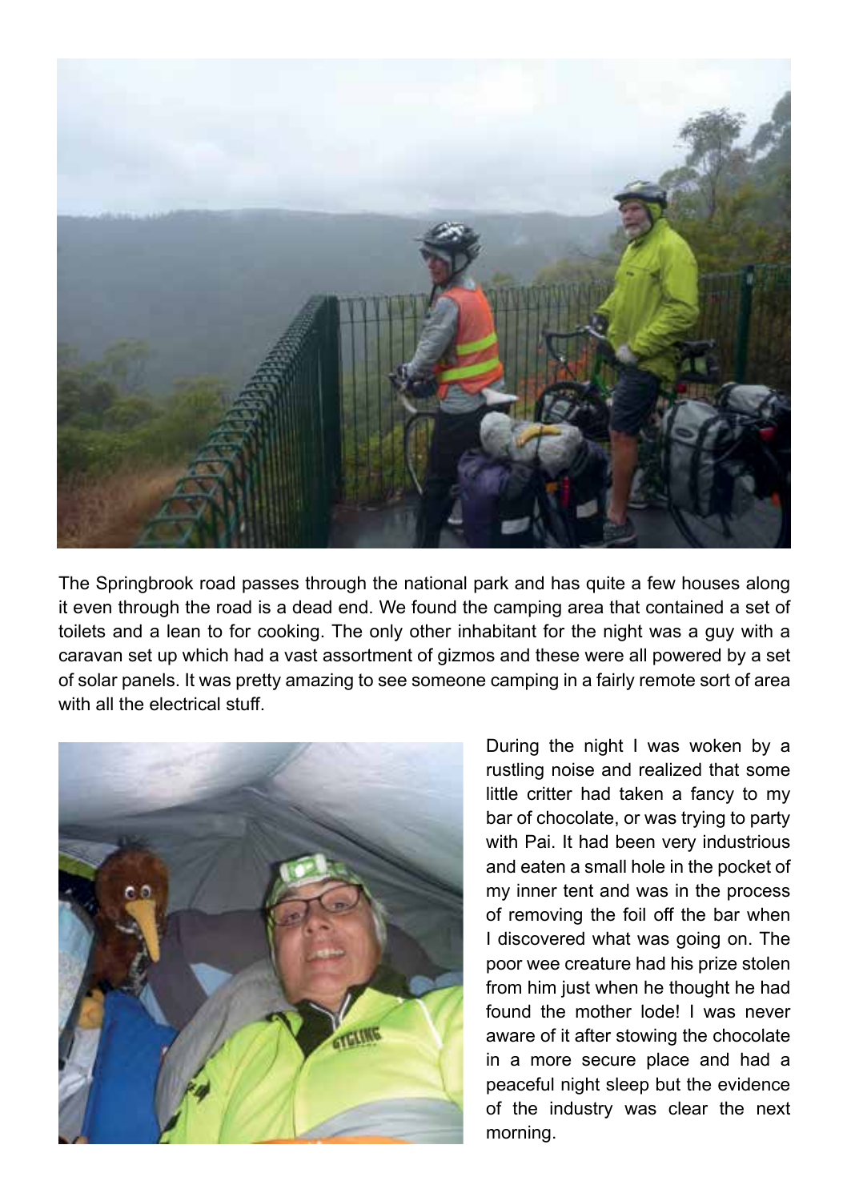The Springbrook road passes through the national park and has quite a few houses along it even through the road is a dead end. We found the camping area that contained a set of toilets and a lean to for cooking. The only other inhabitant for the night was a guy with a caravan set up which had a vast assortment of gizmos and these were all powered by a set of solar panels. It was pretty amazing to see someone camping in a fairly remote sort of area with all the electrical stuff.

During the night I was woken by a rustling noise and realized that some little critter had taken a fancy to my bar of chocolate, or was trying to party with Pai. It had been very industrious and eaten a small hole in the pocket of my inner tent and was in the process of removing the foil off the bar when I discovered what was going on. The poor wee creature had his prize stolen from him just when he thought he had found the mother lode! I was never aware of it after stowing the chocolate in a more secure place and had a peaceful night sleep but the evidence of the industry was clear the next morning.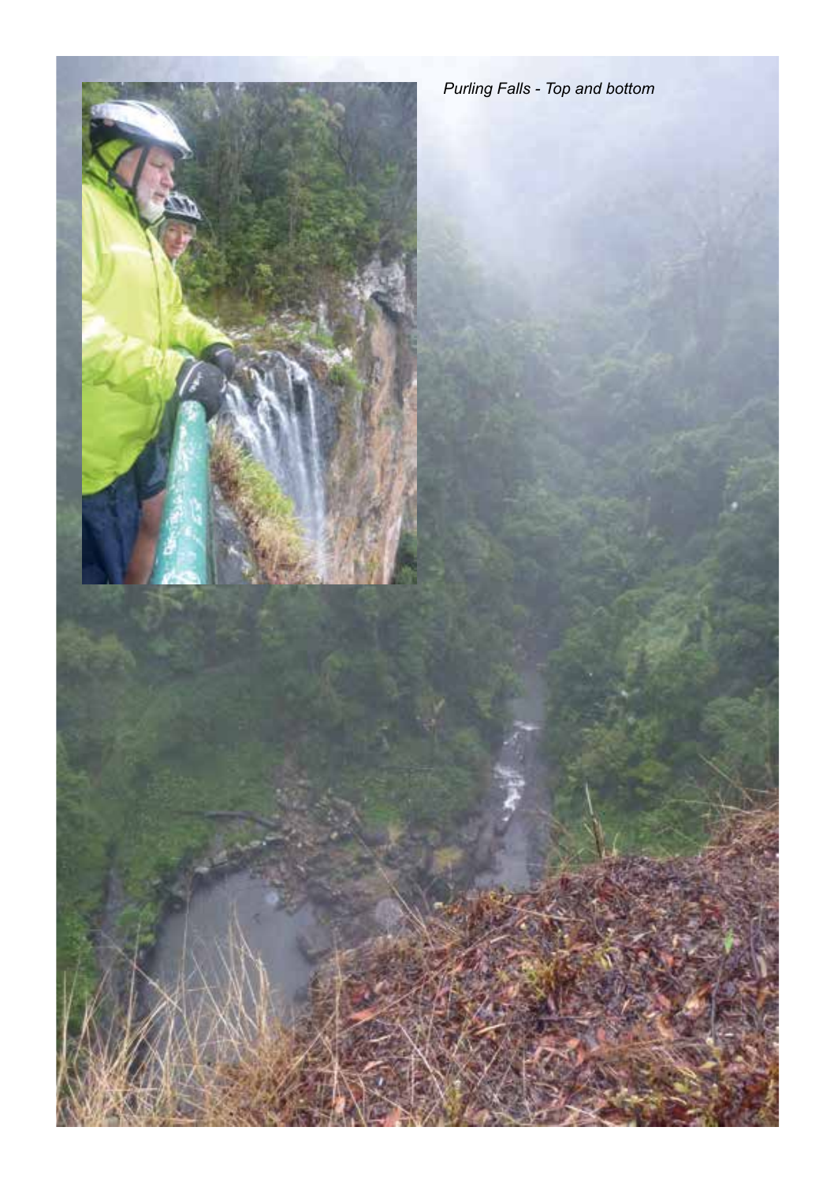*Purling Falls - Top and bottom*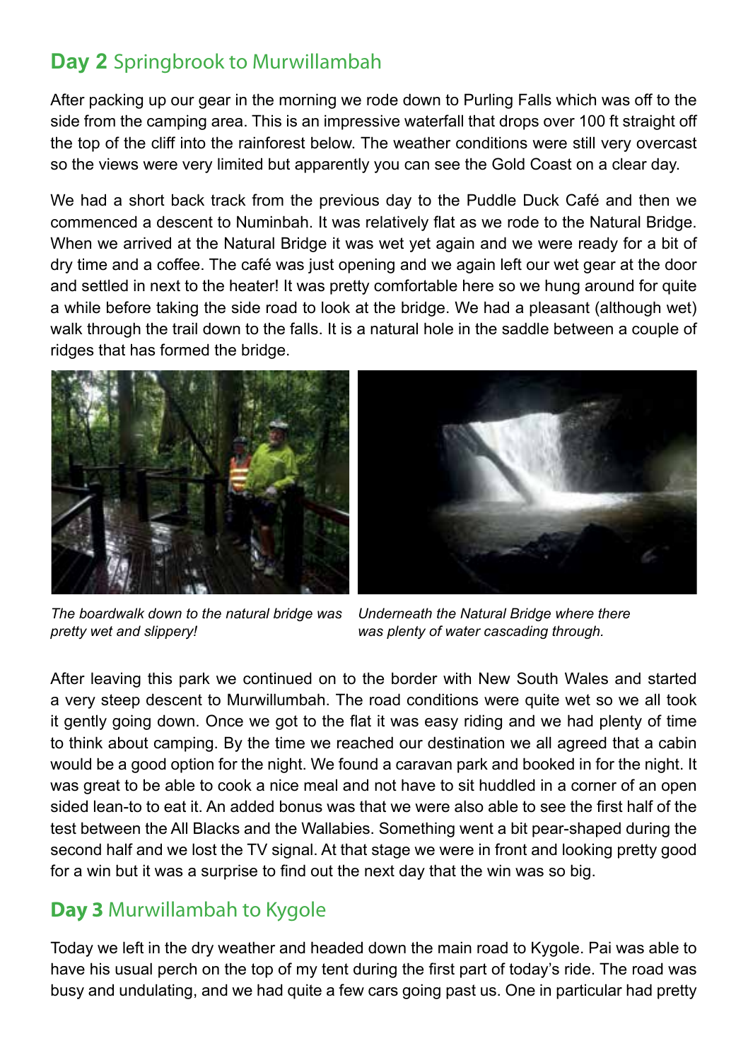## **Day 2** Springbrook to Murwillambah

After packing up our gear in the morning we rode down to Purling Falls which was off to the side from the camping area. This is an impressive waterfall that drops over 100 ft straight off the top of the cliff into the rainforest below. The weather conditions were still very overcast so the views were very limited but apparently you can see the Gold Coast on a clear day.

We had a short back track from the previous day to the Puddle Duck Café and then we commenced a descent to Numinbah. It was relatively flat as we rode to the Natural Bridge. When we arrived at the Natural Bridge it was wet yet again and we were ready for a bit of dry time and a coffee. The café was just opening and we again left our wet gear at the door and settled in next to the heater! It was pretty comfortable here so we hung around for quite a while before taking the side road to look at the bridge. We had a pleasant (although wet) walk through the trail down to the falls. It is a natural hole in the saddle between a couple of ridges that has formed the bridge.

*The boardwalk down to the natural bridge was pretty wet and slippery!*

*Underneath the Natural Bridge where there was plenty of water cascading through.*

After leaving this park we continued on to the border with New South Wales and started a very steep descent to Murwillumbah. The road conditions were quite wet so we all took it gently going down. Once we got to the flat it was easy riding and we had plenty of time to think about camping. By the time we reached our destination we all agreed that a cabin would be a good option for the night. We found a caravan park and booked in for the night. It was great to be able to cook a nice meal and not have to sit huddled in a corner of an open sided lean-to to eat it. An added bonus was that we were also able to see the first half of the test between the All Blacks and the Wallabies. Something went a bit pear-shaped during the second half and we lost the TV signal. At that stage we were in front and looking pretty good for a win but it was a surprise to find out the next day that the win was so big.

## **Day 3** Murwillambah to Kygole

Today we left in the dry weather and headed down the main road to Kygole. Pai was able to have his usual perch on the top of my tent during the first part of today's ride. The road was busy and undulating, and we had quite a few cars going past us. One in particular had pretty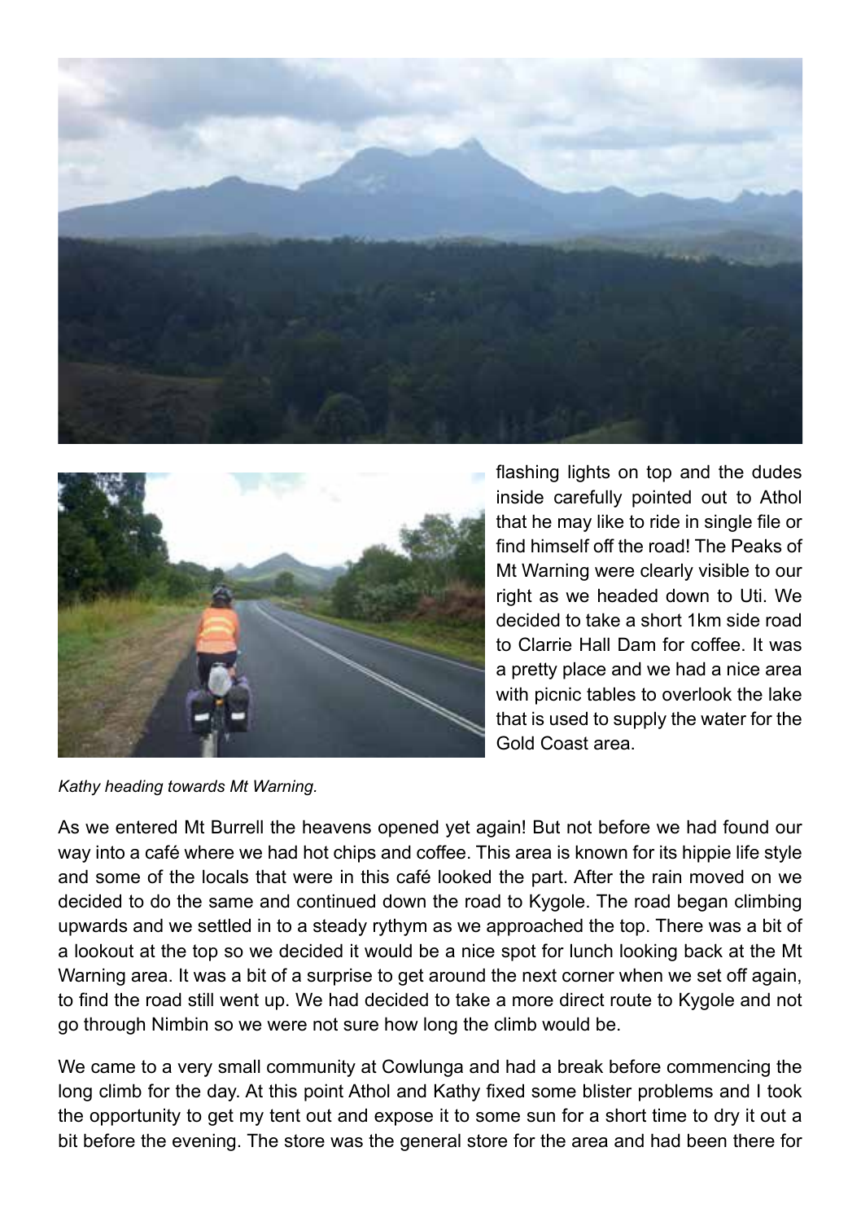flashing lights on top and the dudes inside carefully pointed out to Athol that he may like to ride in single file or find himself off the road! The Peaks of Mt Warning were clearly visible to our right as we headed down to Uti. We decided to take a short 1km side road to Clarrie Hall Dam for coffee. It was a pretty place and we had a nice area with picnic tables to overlook the lake that is used to supply the water for the Gold Coast area.

*Kathy heading towards Mt Warning.*

As we entered Mt Burrell the heavens opened yet again! But not before we had found our way into a café where we had hot chips and coffee. This area is known for its hippie life style and some of the locals that were in this café looked the part. After the rain moved on we decided to do the same and continued down the road to Kygole. The road began climbing upwards and we settled in to a steady rythym as we approached the top. There was a bit of a lookout at the top so we decided it would be a nice spot for lunch looking back at the Mt Warning area. It was a bit of a surprise to get around the next corner when we set off again, to find the road still went up. We had decided to take a more direct route to Kygole and not go through Nimbin so we were not sure how long the climb would be.

We came to a very small community at Cowlunga and had a break before commencing the long climb for the day. At this point Athol and Kathy fixed some blister problems and I took the opportunity to get my tent out and expose it to some sun for a short time to dry it out a bit before the evening. The store was the general store for the area and had been there for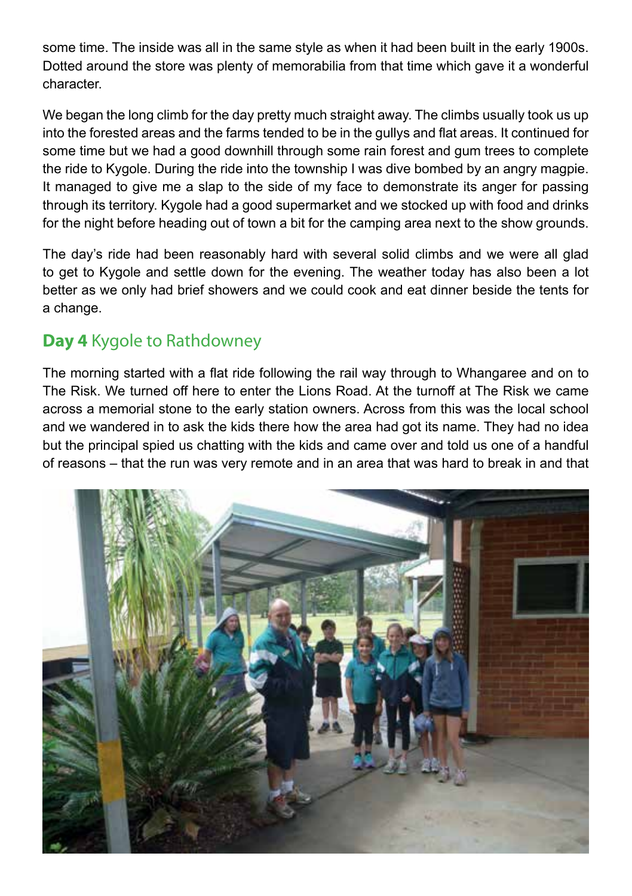some time. The inside was all in the same style as when it had been built in the early 1900s. Dotted around the store was plenty of memorabilia from that time which gave it a wonderful character.

We began the long climb for the day pretty much straight away. The climbs usually took us up into the forested areas and the farms tended to be in the gullys and flat areas. It continued for some time but we had a good downhill through some rain forest and gum trees to complete the ride to Kygole. During the ride into the township I was dive bombed by an angry magpie. It managed to give me a slap to the side of my face to demonstrate its anger for passing through its territory. Kygole had a good supermarket and we stocked up with food and drinks for the night before heading out of town a bit for the camping area next to the show grounds.

The day's ride had been reasonably hard with several solid climbs and we were all glad to get to Kygole and settle down for the evening. The weather today has also been a lot better as we only had brief showers and we could cook and eat dinner beside the tents for a change.

## **Day 4** Kygole to Rathdowney

The morning started with a flat ride following the rail way through to Whangaree and on to The Risk. We turned off here to enter the Lions Road. At the turnoff at The Risk we came across a memorial stone to the early station owners. Across from this was the local school and we wandered in to ask the kids there how the area had got its name. They had no idea but the principal spied us chatting with the kids and came over and told us one of a handful of reasons – that the run was very remote and in an area that was hard to break in and that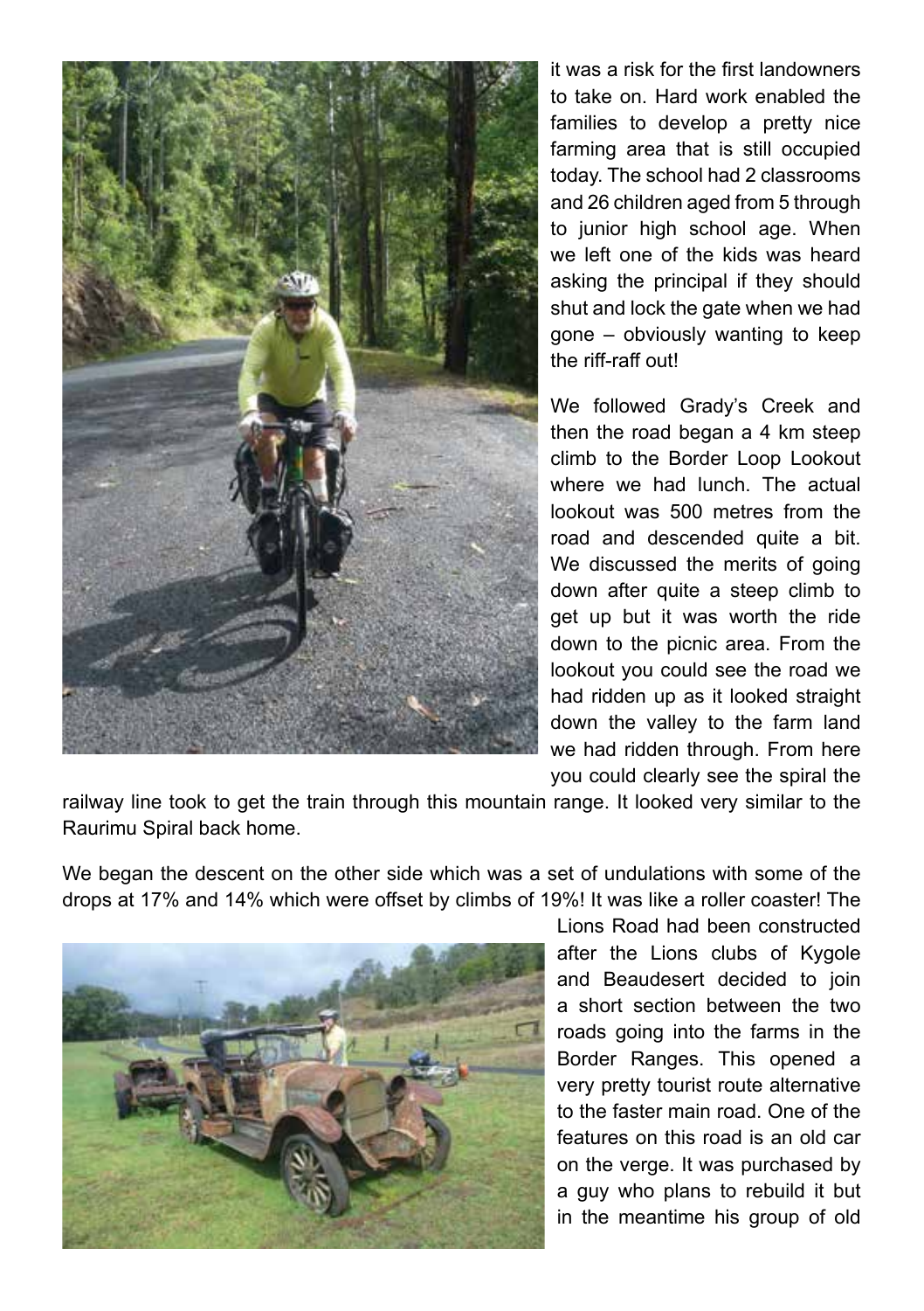it was a risk for the first landowners to take on. Hard work enabled the families to develop a pretty nice farming area that is still occupied today. The school had 2 classrooms and 26 children aged from 5 through to junior high school age. When we left one of the kids was heard asking the principal if they should shut and lock the gate when we had gone – obviously wanting to keep the riff-raff out!

We followed Grady's Creek and then the road began a 4 km steep climb to the Border Loop Lookout where we had lunch. The actual lookout was 500 metres from the road and descended quite a bit. We discussed the merits of going down after quite a steep climb to get up but it was worth the ride down to the picnic area. From the lookout you could see the road we had ridden up as it looked straight down the valley to the farm land we had ridden through. From here you could clearly see the spiral the railway line took to get the train through this mountain range. It looked very similar to the Raurimu Spiral back home.

We began the descent on the other side which was a set of undulations with some of the drops at 17% and 14% which were offset by climbs of 19%! It was like a roller coaster! The Lions Road had been constructed after the Lions clubs of Kygole and Beaudesert decided to join a short section between the two roads going into the farms in the Border Ranges. This opened a very pretty tourist route alternative to the faster main road. One of the features on this road is an old car on the verge. It was purchased by a guy who plans to rebuild it but in the meantime his group of old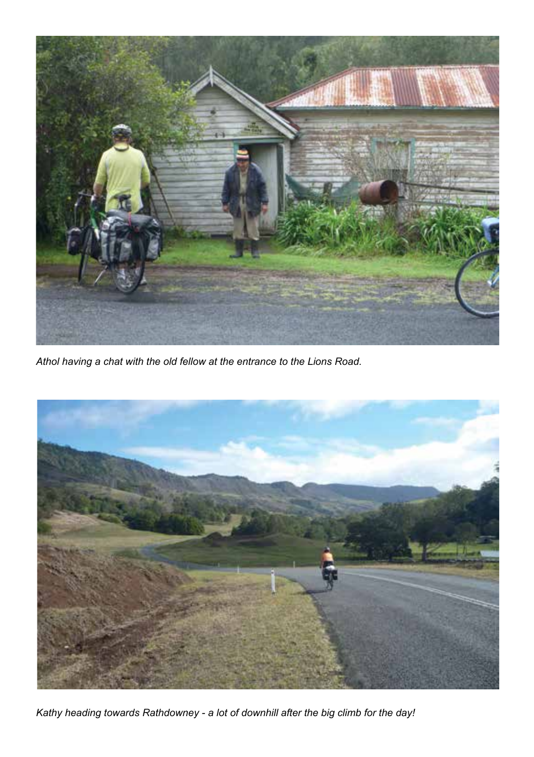*Athol having a chat with the old fellow at the entrance to the Lions Road.*

*Kathy heading towards Rathdowney - a lot of downhill after the big climb for the day!*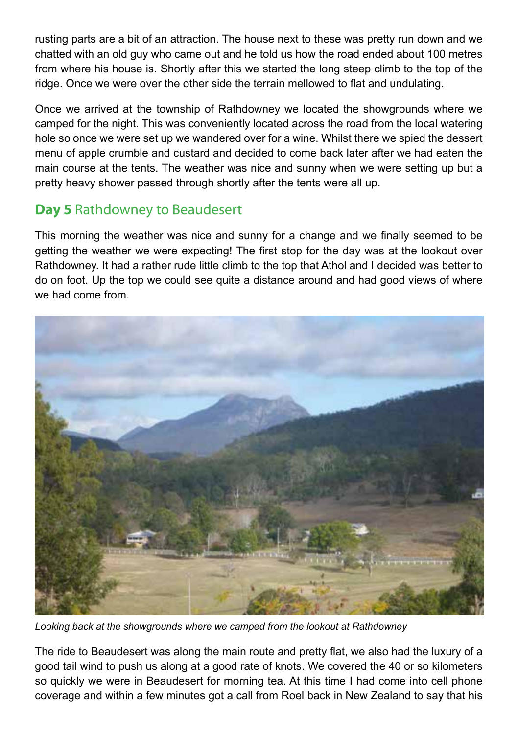rusting parts are a bit of an attraction. The house next to these was pretty run down and we chatted with an old guy who came out and he told us how the road ended about 100 metres from where his house is. Shortly after this we started the long steep climb to the top of the ridge. Once we were over the other side the terrain mellowed to flat and undulating.

Once we arrived at the township of Rathdowney we located the showgrounds where we camped for the night. This was conveniently located across the road from the local watering hole so once we were set up we wandered over for a wine. Whilst there we spied the dessert menu of apple crumble and custard and decided to come back later after we had eaten the main course at the tents. The weather was nice and sunny when we were setting up but a pretty heavy shower passed through shortly after the tents were all up.

## **Day 5** Rathdowney to Beaudesert

This morning the weather was nice and sunny for a change and we finally seemed to be getting the weather we were expecting! The first stop for the day was at the lookout over Rathdowney. It had a rather rude little climb to the top that Athol and I decided was better to do on foot. Up the top we could see quite a distance around and had good views of where we had come from.

*Looking back at the showgrounds where we camped from the lookout at Rathdowney*

The ride to Beaudesert was along the main route and pretty flat, we also had the luxury of a good tail wind to push us along at a good rate of knots. We covered the 40 or so kilometers so quickly we were in Beaudesert for morning tea. At this time I had come into cell phone coverage and within a few minutes got a call from Roel back in New Zealand to say that his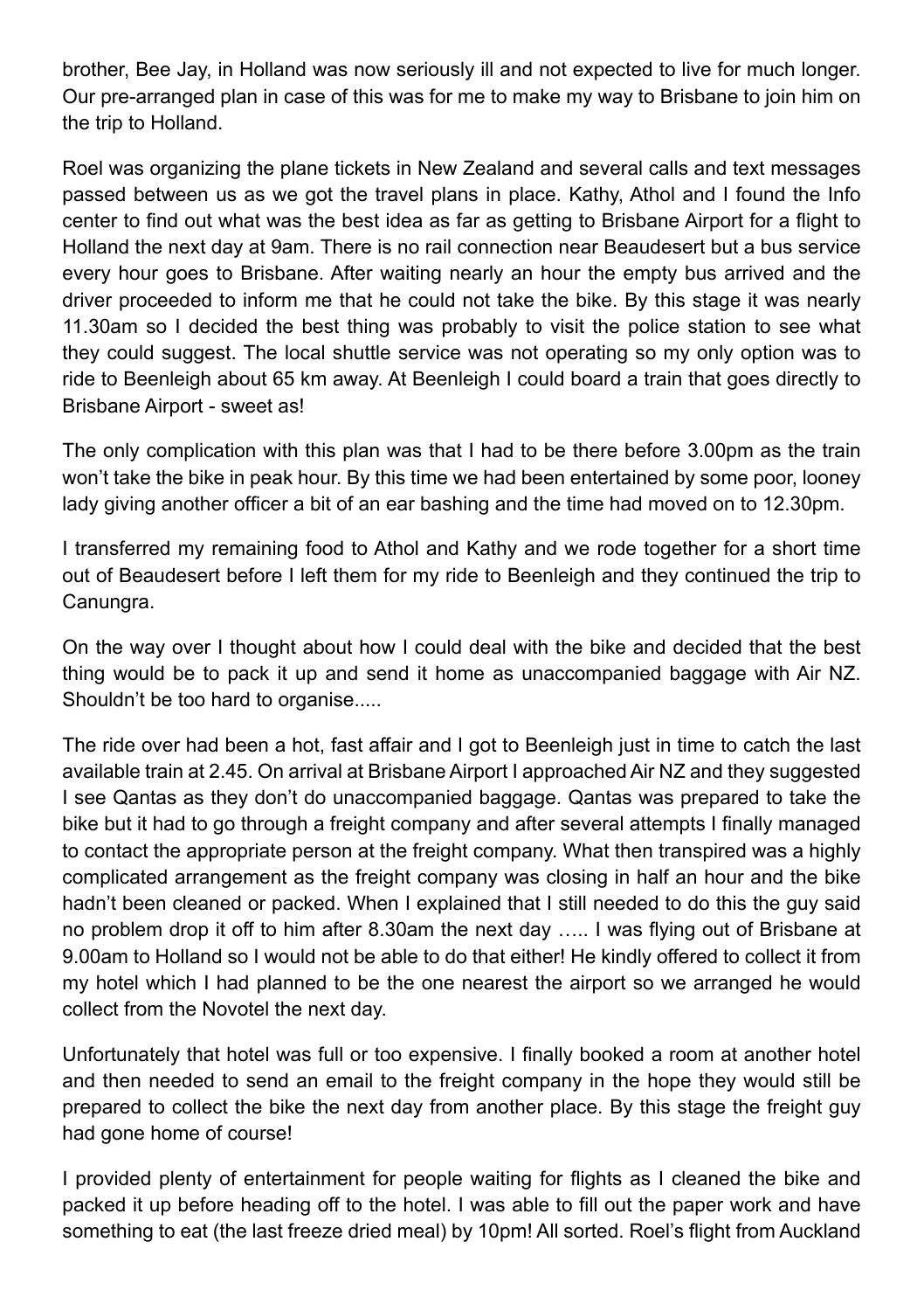brother, Bee Jay, in Holland was now seriously ill and not expected to live for much longer. Our pre-arranged plan in case of this was for me to make my way to Brisbane to join him on the trip to Holland.

Roel was organizing the plane tickets in New Zealand and several calls and text messages passed between us as we got the travel plans in place. Kathy, Athol and I found the Info center to find out what was the best idea as far as getting to Brisbane Airport for a flight to Holland the next day at 9am. There is no rail connection near Beaudesert but a bus service every hour goes to Brisbane. After waiting nearly an hour the empty bus arrived and the driver proceeded to inform me that he could not take the bike. By this stage it was nearly 11.30am so I decided the best thing was probably to visit the police station to see what they could suggest. The local shuttle service was not operating so my only option was to ride to Beenleigh about 65 km away. At Beenleigh I could board a train that goes directly to Brisbane Airport - sweet as!

The only complication with this plan was that I had to be there before 3.00pm as the train won't take the bike in peak hour. By this time we had been entertained by some poor, looney lady giving another officer a bit of an ear bashing and the time had moved on to 12.30pm.

I transferred my remaining food to Athol and Kathy and we rode together for a short time out of Beaudesert before I left them for my ride to Beenleigh and they continued the trip to Canungra.

On the way over I thought about how I could deal with the bike and decided that the best thing would be to pack it up and send it home as unaccompanied baggage with Air NZ. Shouldn't be too hard to organise.....

The ride over had been a hot, fast affair and I got to Beenleigh just in time to catch the last available train at 2.45. On arrival at Brisbane Airport I approached Air NZ and they suggested I see Qantas as they don't do unaccompanied baggage. Qantas was prepared to take the bike but it had to go through a freight company and after several attempts I finally managed to contact the appropriate person at the freight company. What then transpired was a highly complicated arrangement as the freight company was closing in half an hour and the bike hadn't been cleaned or packed. When I explained that I still needed to do this the guy said no problem drop it off to him after 8.30am the next day ….. I was flying out of Brisbane at 9.00am to Holland so I would not be able to do that either! He kindly offered to collect it from my hotel which I had planned to be the one nearest the airport so we arranged he would collect from the Novotel the next day.

Unfortunately that hotel was full or too expensive. I finally booked a room at another hotel and then needed to send an email to the freight company in the hope they would still be prepared to collect the bike the next day from another place. By this stage the freight guy had gone home of course!

I provided plenty of entertainment for people waiting for flights as I cleaned the bike and packed it up before heading off to the hotel. I was able to fill out the paper work and have something to eat (the last freeze dried meal) by 10pm! All sorted. Roel's flight from Auckland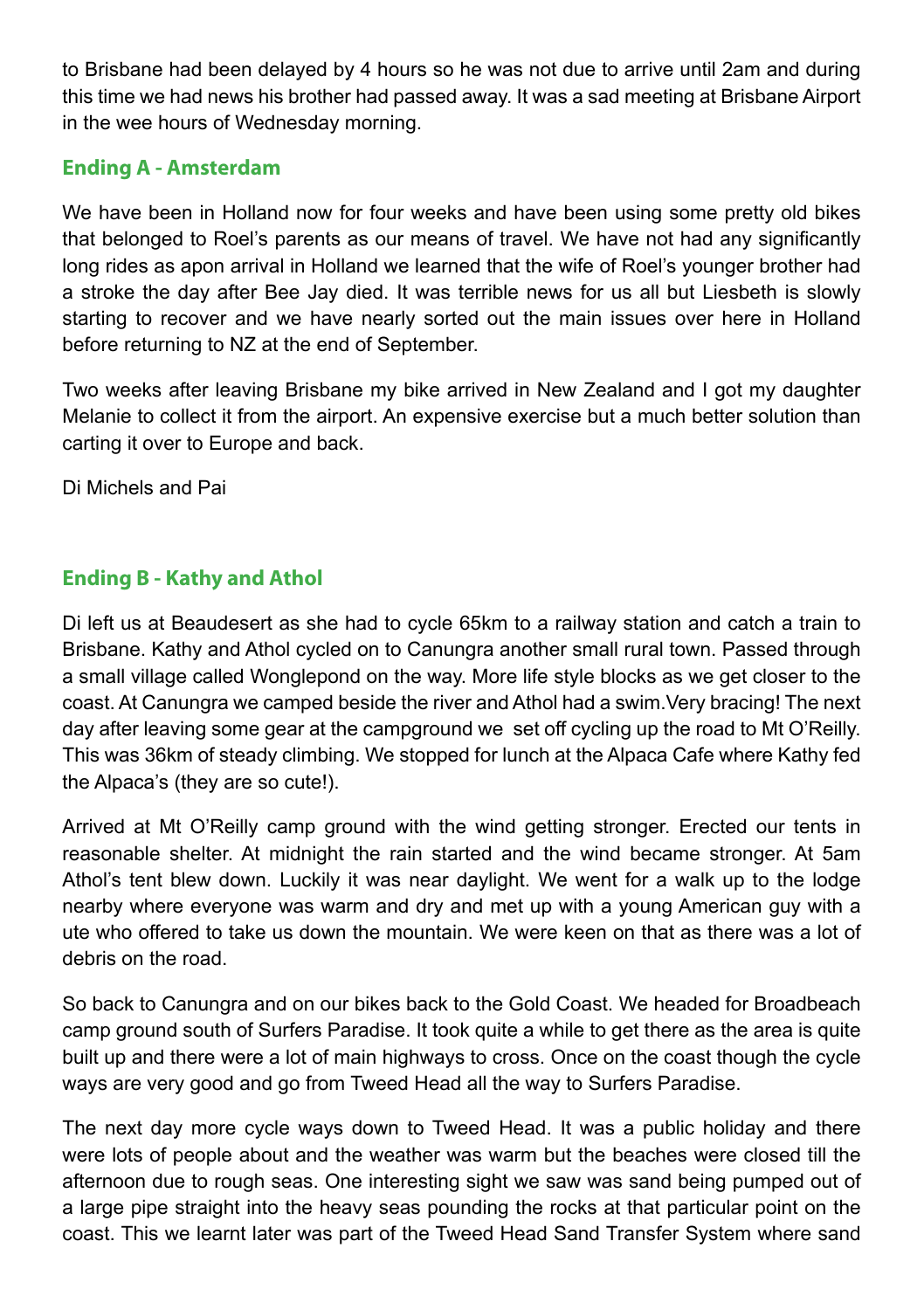to Brisbane had been delayed by 4 hours so he was not due to arrive until 2am and during this time we had news his brother had passed away. It was a sad meeting at Brisbane Airport in the wee hours of Wednesday morning.

### Ending A - Amsterdam

We have been in Holland now for four weeks and have been using some pretty old bikes that belonged to Roel's parents as our means of travel. We have not had any significantly long rides as apon arrival in Holland we learned that the wife of Roel's younger brother had a stroke the day after Bee Jay died. It was terrible news for us all but Liesbeth is slowly starting to recover and we have nearly sorted out the main issues over here in Holland before returning to NZ at the end of September.

Two weeks after leaving Brisbane my bike arrived in New Zealand and I got my daughter Melanie to collect it from the airport. An expensive exercise but a much better solution than carting it over to Europe and back.

Di Michels and Pai

### Ending B - Kathy and Athol

Di left us at Beaudesert as she had to cycle 65km to a railway station and catch a train to Brisbane. Kathy and Athol cycled on to Canungra another small rural town. Passed through a small village called Wonglepond on the way. More life style blocks as we get closer to the coast. At Canungra we camped beside the river and Athol had a swim.Very bracing! The next day after leaving some gear at the campground we set off cycling up the road to Mt O'Reilly. This was 36km of steady climbing. We stopped for lunch at the Alpaca Cafe where Kathy fed the Alpaca's (they are so cute!).

Arrived at Mt O'Reilly camp ground with the wind getting stronger. Erected our tents in reasonable shelter. At midnight the rain started and the wind became stronger. At 5am Athol's tent blew down. Luckily it was near daylight. We went for a walk up to the lodge nearby where everyone was warm and dry and met up with a young American guy with a ute who offered to take us down the mountain. We were keen on that as there was a lot of debris on the road.

So back to Canungra and on our bikes back to the Gold Coast. We headed for Broadbeach camp ground south of Surfers Paradise. It took quite a while to get there as the area is quite built up and there were a lot of main highways to cross. Once on the coast though the cycle ways are very good and go from Tweed Head all the way to Surfers Paradise.

The next day more cycle ways down to Tweed Head. It was a public holiday and there were lots of people about and the weather was warm but the beaches were closed till the afternoon due to rough seas. One interesting sight we saw was sand being pumped out of a large pipe straight into the heavy seas pounding the rocks at that particular point on the coast. This we learnt later was part of the Tweed Head Sand Transfer System where sand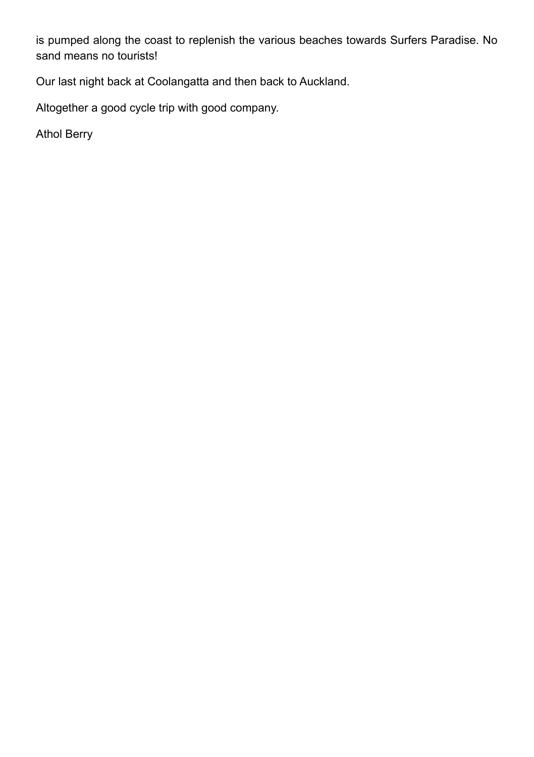is pumped along the coast to replenish the various beaches towards Surfers Paradise. No sand means no tourists!

Our last night back at Coolangatta and then back to Auckland.

Altogether a good cycle trip with good company.

Athol Berry